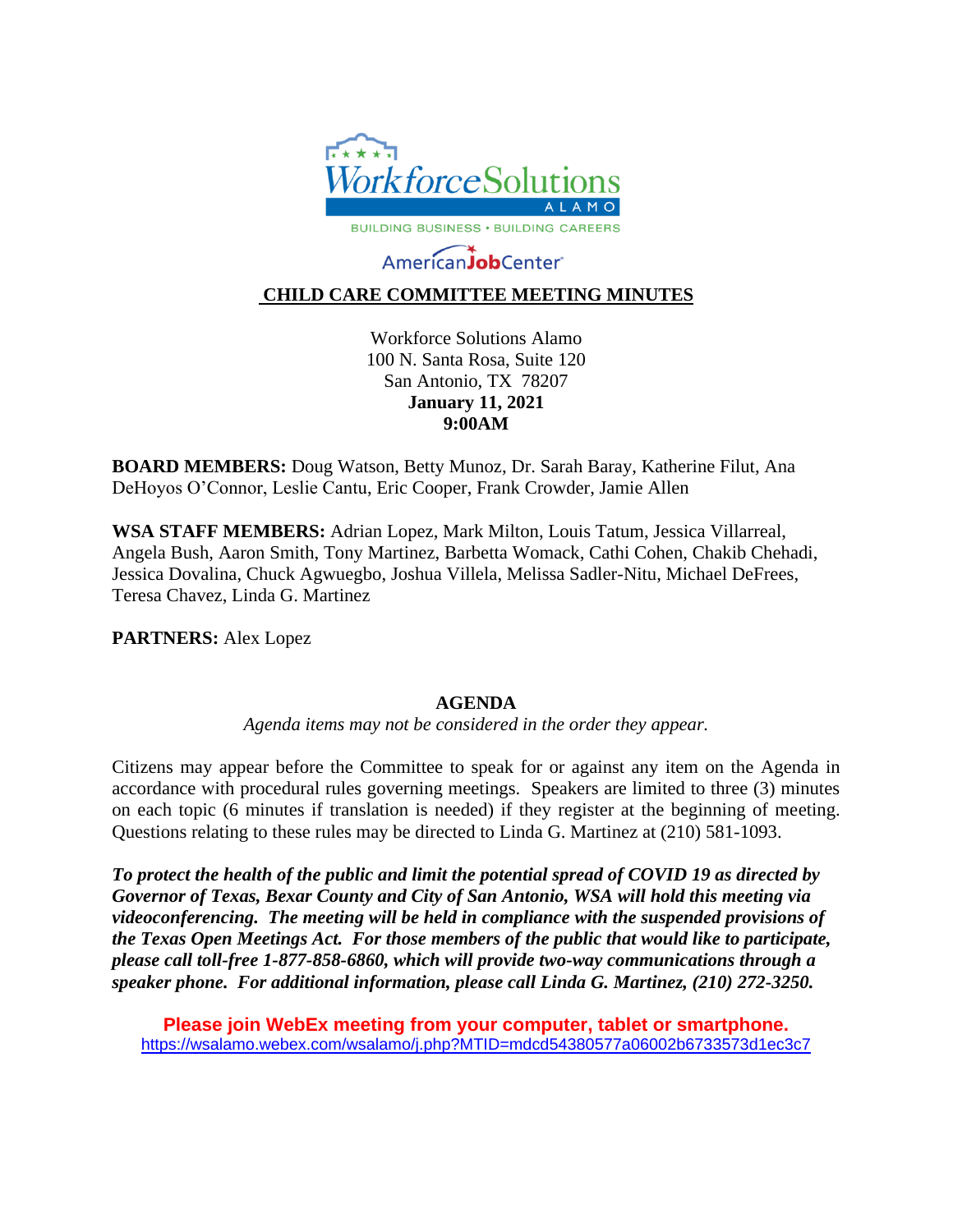Workforce Solutions ALAMO

BUILDING BUSINESS • BUILDING CAREERS

AmericanJobCenter

# CHILD CARE COMMITTEE MEETING MINUTES

Workforce Solutions Alamo
100 N. Santa Rosa, Suite 120
San Antonio, TX 78207
**January 11, 2021**
**9:00AM**

**BOARD MEMBERS:** Doug Watson, Betty Munoz, Dr. Sarah Baray, Katherine Filut, Ana DeHoyos O'Connor, Leslie Cantu, Eric Cooper, Frank Crowder, Jamie Allen

**WSA STAFF MEMBERS:** Adrian Lopez, Mark Milton, Louis Tatum, Jessica Villarreal, Angela Bush, Aaron Smith, Tony Martinez, Barbetta Womack, Cathi Cohen, Chakib Chehadi, Jessica Dovalina, Chuck Agwuegbo, Joshua Villela, Melissa Sadler-Nitu, Michael DeFrees, Teresa Chavez, Linda G. Martinez

**PARTNERS:** Alex Lopez

## AGENDA

*Agenda items may not be considered in the order they appear.*

Citizens may appear before the Committee to speak for or against any item on the Agenda in accordance with procedural rules governing meetings. Speakers are limited to three (3) minutes on each topic (6 minutes if translation is needed) if they register at the beginning of meeting. Questions relating to these rules may be directed to Linda G. Martinez at (210) 581-1093.

***To protect the health of the public and limit the potential spread of COVID 19 as directed by Governor of Texas, Bexar County and City of San Antonio, WSA will hold this meeting via videoconferencing. The meeting will be held in compliance with the suspended provisions of the Texas Open Meetings Act. For those members of the public that would like to participate, please call toll-free 1-877-858-6860, which will provide two-way communications through a speaker phone. For additional information, please call Linda G. Martinez, (210) 272-3250.***

**Please join WebEx meeting from your computer, tablet or smartphone.**
https://wsalamo.webex.com/wsalamo/j.php?MTID=mdcd54380577a06002b6733573d1ec3c7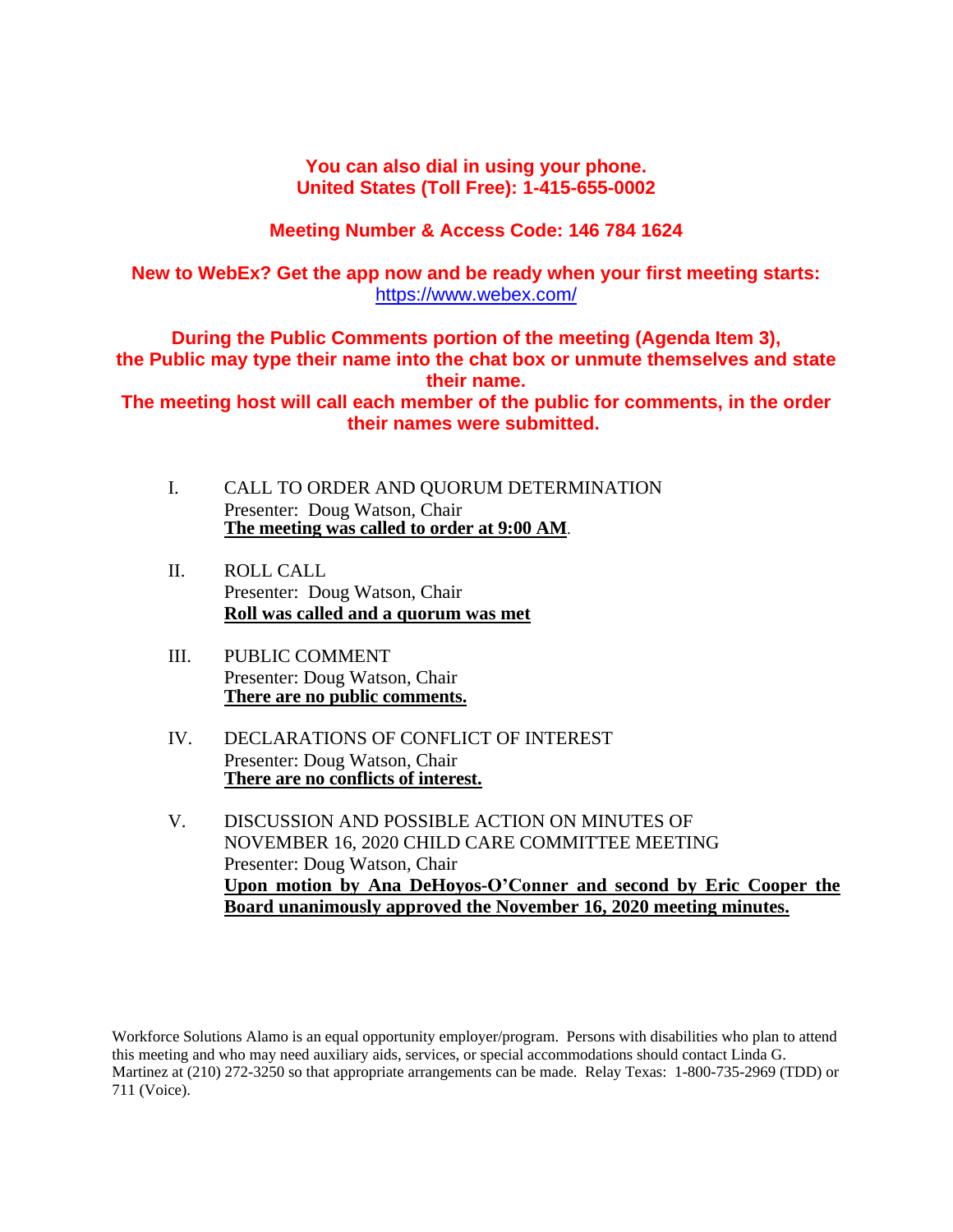**You can also dial in using your phone.**
**United States (Toll Free): 1-415-655-0002**

**Meeting Number & Access Code: 146 784 1624**

**New to WebEx? Get the app now and be ready when your first meeting starts:**
https://www.webex.com/

**During the Public Comments portion of the meeting (Agenda Item 3), the Public may type their name into the chat box or unmute themselves and state their name.**
**The meeting host will call each member of the public for comments, in the order their names were submitted.**

I. CALL TO ORDER AND QUORUM DETERMINATION
Presenter: Doug Watson, Chair
**The meeting was called to order at 9:00 AM**.

II. ROLL CALL
Presenter: Doug Watson, Chair
**Roll was called and a quorum was met**

III. PUBLIC COMMENT
Presenter: Doug Watson, Chair
**There are no public comments.**

IV. DECLARATIONS OF CONFLICT OF INTEREST
Presenter: Doug Watson, Chair
**There are no conflicts of interest.**

V. DISCUSSION AND POSSIBLE ACTION ON MINUTES OF NOVEMBER 16, 2020 CHILD CARE COMMITTEE MEETING
Presenter: Doug Watson, Chair
**Upon motion by Ana DeHoyos-O'Conner and second by Eric Cooper the Board unanimously approved the November 16, 2020 meeting minutes.**

Workforce Solutions Alamo is an equal opportunity employer/program. Persons with disabilities who plan to attend this meeting and who may need auxiliary aids, services, or special accommodations should contact Linda G. Martinez at (210) 272-3250 so that appropriate arrangements can be made. Relay Texas: 1-800-735-2969 (TDD) or 711 (Voice).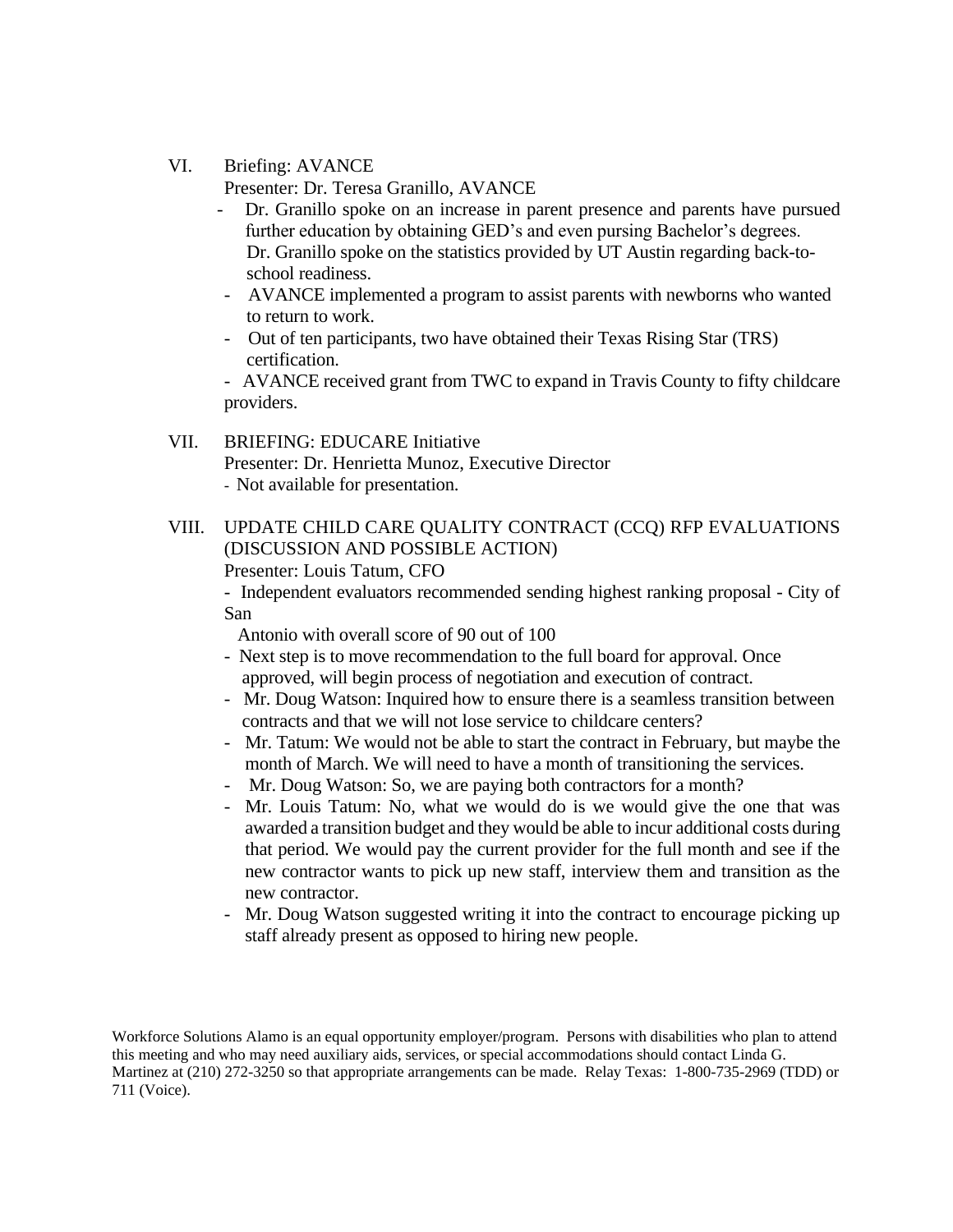VI. Briefing: AVANCE

Presenter: Dr. Teresa Granillo, AVANCE

- Dr. Granillo spoke on an increase in parent presence and parents have pursued further education by obtaining GED's and even pursing Bachelor's degrees. Dr. Granillo spoke on the statistics provided by UT Austin regarding back-to-school readiness.
- AVANCE implemented a program to assist parents with newborns who wanted to return to work.
- Out of ten participants, two have obtained their Texas Rising Star (TRS) certification.
- AVANCE received grant from TWC to expand in Travis County to fifty childcare providers.

VII. BRIEFING: EDUCARE Initiative

Presenter: Dr. Henrietta Munoz, Executive Director

- Not available for presentation.

VIII. UPDATE CHILD CARE QUALITY CONTRACT (CCQ) RFP EVALUATIONS (DISCUSSION AND POSSIBLE ACTION)

Presenter: Louis Tatum, CFO

- Independent evaluators recommended sending highest ranking proposal - City of San Antonio with overall score of 90 out of 100
- Next step is to move recommendation to the full board for approval. Once approved, will begin process of negotiation and execution of contract.
- Mr. Doug Watson: Inquired how to ensure there is a seamless transition between contracts and that we will not lose service to childcare centers?
- Mr. Tatum: We would not be able to start the contract in February, but maybe the month of March. We will need to have a month of transitioning the services.
- Mr. Doug Watson: So, we are paying both contractors for a month?
- Mr. Louis Tatum: No, what we would do is we would give the one that was awarded a transition budget and they would be able to incur additional costs during that period. We would pay the current provider for the full month and see if the new contractor wants to pick up new staff, interview them and transition as the new contractor.
- Mr. Doug Watson suggested writing it into the contract to encourage picking up staff already present as opposed to hiring new people.

Workforce Solutions Alamo is an equal opportunity employer/program. Persons with disabilities who plan to attend this meeting and who may need auxiliary aids, services, or special accommodations should contact Linda G. Martinez at (210) 272-3250 so that appropriate arrangements can be made. Relay Texas: 1-800-735-2969 (TDD) or 711 (Voice).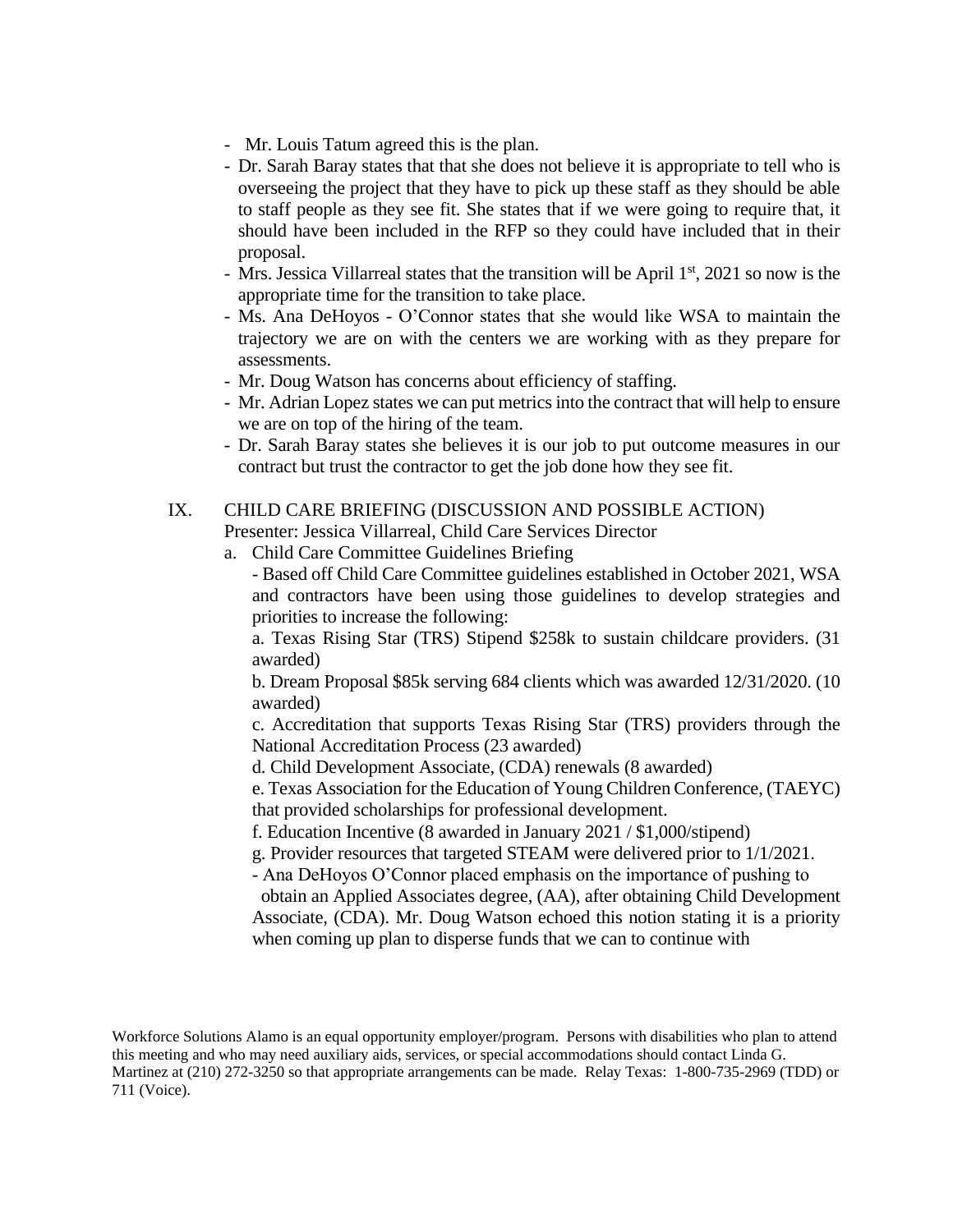- Mr. Louis Tatum agreed this is the plan.
- Dr. Sarah Baray states that that she does not believe it is appropriate to tell who is overseeing the project that they have to pick up these staff as they should be able to staff people as they see fit. She states that if we were going to require that, it should have been included in the RFP so they could have included that in their proposal.
- Mrs. Jessica Villarreal states that the transition will be April 1st, 2021 so now is the appropriate time for the transition to take place.
- Ms. Ana DeHoyos - O'Connor states that she would like WSA to maintain the trajectory we are on with the centers we are working with as they prepare for assessments.
- Mr. Doug Watson has concerns about efficiency of staffing.
- Mr. Adrian Lopez states we can put metrics into the contract that will help to ensure we are on top of the hiring of the team.
- Dr. Sarah Baray states she believes it is our job to put outcome measures in our contract but trust the contractor to get the job done how they see fit.

IX. CHILD CARE BRIEFING (DISCUSSION AND POSSIBLE ACTION)
Presenter: Jessica Villarreal, Child Care Services Director

a. Child Care Committee Guidelines Briefing

- Based off Child Care Committee guidelines established in October 2021, WSA and contractors have been using those guidelines to develop strategies and priorities to increase the following:

a. Texas Rising Star (TRS) Stipend $258k to sustain childcare providers. (31 awarded)

b. Dream Proposal $85k serving 684 clients which was awarded 12/31/2020. (10 awarded)

c. Accreditation that supports Texas Rising Star (TRS) providers through the National Accreditation Process (23 awarded)

d. Child Development Associate, (CDA) renewals (8 awarded)

e. Texas Association for the Education of Young Children Conference, (TAEYC) that provided scholarships for professional development.

f. Education Incentive (8 awarded in January 2021 / $1,000/stipend)

g. Provider resources that targeted STEAM were delivered prior to 1/1/2021.

- Ana DeHoyos O'Connor placed emphasis on the importance of pushing to obtain an Applied Associates degree, (AA), after obtaining Child Development Associate, (CDA). Mr. Doug Watson echoed this notion stating it is a priority when coming up plan to disperse funds that we can to continue with

Workforce Solutions Alamo is an equal opportunity employer/program. Persons with disabilities who plan to attend this meeting and who may need auxiliary aids, services, or special accommodations should contact Linda G. Martinez at (210) 272-3250 so that appropriate arrangements can be made. Relay Texas: 1-800-735-2969 (TDD) or 711 (Voice).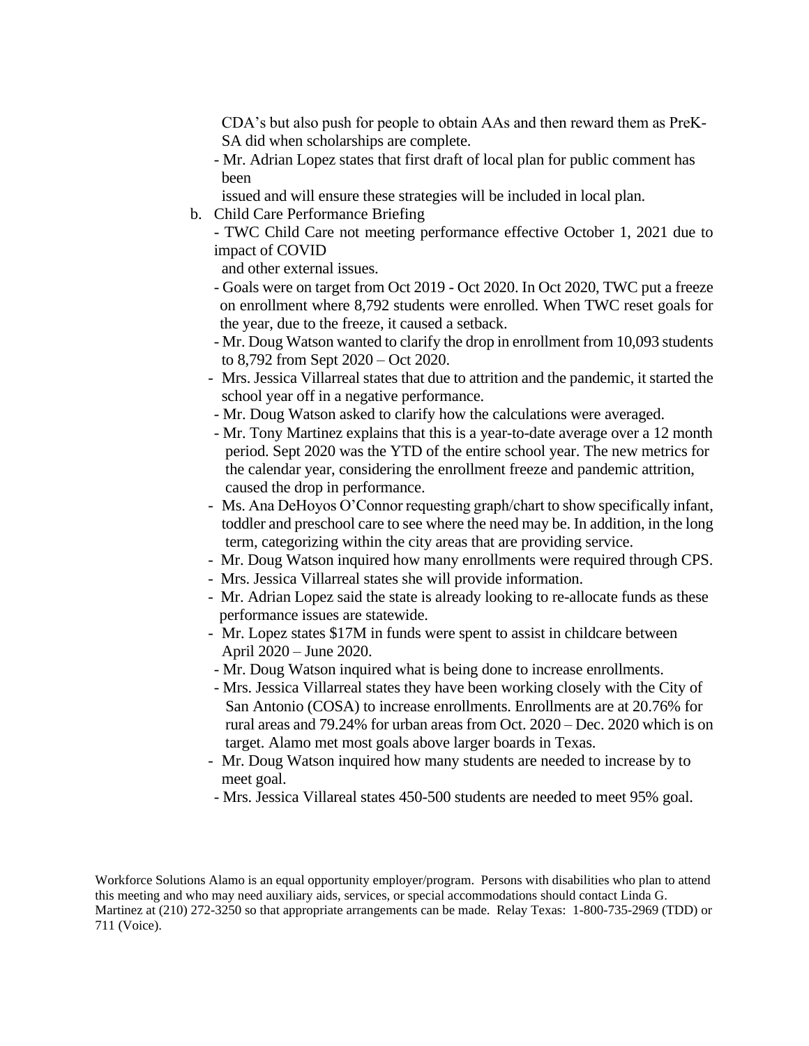CDA's but also push for people to obtain AAs and then reward them as PreK-SA did when scholarships are complete.

- Mr. Adrian Lopez states that first draft of local plan for public comment has been issued and will ensure these strategies will be included in local plan.

b. Child Care Performance Briefing

- TWC Child Care not meeting performance effective October 1, 2021 due to impact of COVID and other external issues.
- Goals were on target from Oct 2019 - Oct 2020. In Oct 2020, TWC put a freeze on enrollment where 8,792 students were enrolled. When TWC reset goals for the year, due to the freeze, it caused a setback.
- Mr. Doug Watson wanted to clarify the drop in enrollment from 10,093 students to 8,792 from Sept 2020 – Oct 2020.
- Mrs. Jessica Villarreal states that due to attrition and the pandemic, it started the school year off in a negative performance.
- Mr. Doug Watson asked to clarify how the calculations were averaged.
- Mr. Tony Martinez explains that this is a year-to-date average over a 12 month period. Sept 2020 was the YTD of the entire school year. The new metrics for the calendar year, considering the enrollment freeze and pandemic attrition, caused the drop in performance.
- Ms. Ana DeHoyos O'Connor requesting graph/chart to show specifically infant, toddler and preschool care to see where the need may be. In addition, in the long term, categorizing within the city areas that are providing service.
- Mr. Doug Watson inquired how many enrollments were required through CPS.
- Mrs. Jessica Villarreal states she will provide information.
- Mr. Adrian Lopez said the state is already looking to re-allocate funds as these performance issues are statewide.
- Mr. Lopez states $17M in funds were spent to assist in childcare between April 2020 – June 2020.
- Mr. Doug Watson inquired what is being done to increase enrollments.
- Mrs. Jessica Villarreal states they have been working closely with the City of San Antonio (COSA) to increase enrollments. Enrollments are at 20.76% for rural areas and 79.24% for urban areas from Oct. 2020 – Dec. 2020 which is on target. Alamo met most goals above larger boards in Texas.
- Mr. Doug Watson inquired how many students are needed to increase by to meet goal.
- Mrs. Jessica Villareal states 450-500 students are needed to meet 95% goal.

Workforce Solutions Alamo is an equal opportunity employer/program. Persons with disabilities who plan to attend this meeting and who may need auxiliary aids, services, or special accommodations should contact Linda G. Martinez at (210) 272-3250 so that appropriate arrangements can be made. Relay Texas: 1-800-735-2969 (TDD) or 711 (Voice).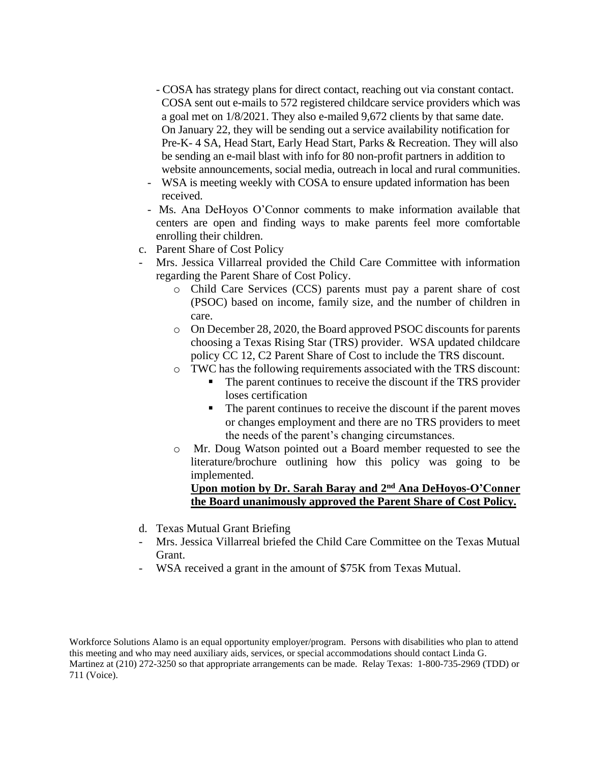- COSA has strategy plans for direct contact, reaching out via constant contact. COSA sent out e-mails to 572 registered childcare service providers which was a goal met on 1/8/2021. They also e-mailed 9,672 clients by that same date. On January 22, they will be sending out a service availability notification for Pre-K- 4 SA, Head Start, Early Head Start, Parks & Recreation. They will also be sending an e-mail blast with info for 80 non-profit partners in addition to website announcements, social media, outreach in local and rural communities.
- WSA is meeting weekly with COSA to ensure updated information has been received.
- Ms. Ana DeHoyos O'Connor comments to make information available that centers are open and finding ways to make parents feel more comfortable enrolling their children.

c. Parent Share of Cost Policy

- Mrs. Jessica Villarreal provided the Child Care Committee with information regarding the Parent Share of Cost Policy.
  - o Child Care Services (CCS) parents must pay a parent share of cost (PSOC) based on income, family size, and the number of children in care.
  - o On December 28, 2020, the Board approved PSOC discounts for parents choosing a Texas Rising Star (TRS) provider. WSA updated childcare policy CC 12, C2 Parent Share of Cost to include the TRS discount.
  - o TWC has the following requirements associated with the TRS discount:
    - The parent continues to receive the discount if the TRS provider loses certification
    - The parent continues to receive the discount if the parent moves or changes employment and there are no TRS providers to meet the needs of the parent's changing circumstances.
  - o Mr. Doug Watson pointed out a Board member requested to see the literature/brochure outlining how this policy was going to be implemented.

    **<u>Upon motion by Dr. Sarah Baray and 2nd Ana DeHoyos-O'Conner the Board unanimously approved the Parent Share of Cost Policy.</u>**

d. Texas Mutual Grant Briefing

- Mrs. Jessica Villarreal briefed the Child Care Committee on the Texas Mutual Grant.
- WSA received a grant in the amount of $75K from Texas Mutual.

Workforce Solutions Alamo is an equal opportunity employer/program. Persons with disabilities who plan to attend this meeting and who may need auxiliary aids, services, or special accommodations should contact Linda G. Martinez at (210) 272-3250 so that appropriate arrangements can be made. Relay Texas: 1-800-735-2969 (TDD) or 711 (Voice).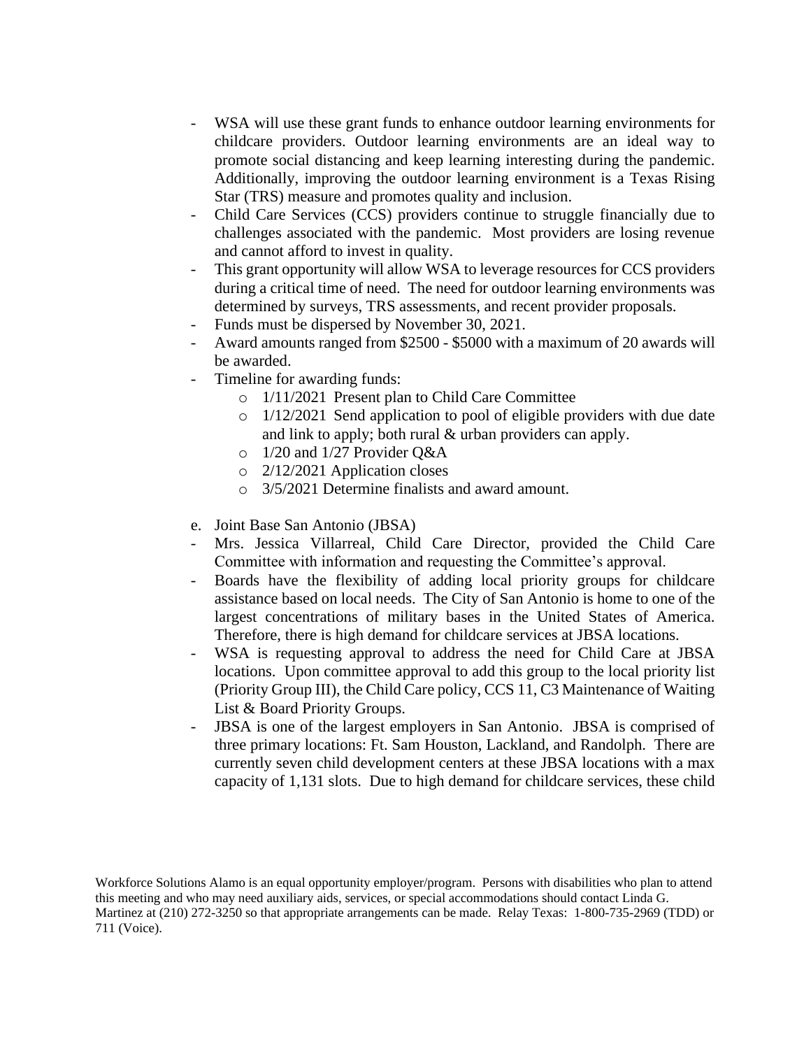- WSA will use these grant funds to enhance outdoor learning environments for childcare providers. Outdoor learning environments are an ideal way to promote social distancing and keep learning interesting during the pandemic. Additionally, improving the outdoor learning environment is a Texas Rising Star (TRS) measure and promotes quality and inclusion.
- Child Care Services (CCS) providers continue to struggle financially due to challenges associated with the pandemic. Most providers are losing revenue and cannot afford to invest in quality.
- This grant opportunity will allow WSA to leverage resources for CCS providers during a critical time of need. The need for outdoor learning environments was determined by surveys, TRS assessments, and recent provider proposals.
- Funds must be dispersed by November 30, 2021.
- Award amounts ranged from $2500 - $5000 with a maximum of 20 awards will be awarded.
- Timeline for awarding funds:
    - 1/11/2021 Present plan to Child Care Committee
    - 1/12/2021 Send application to pool of eligible providers with due date and link to apply; both rural & urban providers can apply.
    - 1/20 and 1/27 Provider Q&A
    - 2/12/2021 Application closes
    - 3/5/2021 Determine finalists and award amount.

e. Joint Base San Antonio (JBSA)

- Mrs. Jessica Villarreal, Child Care Director, provided the Child Care Committee with information and requesting the Committee's approval.
- Boards have the flexibility of adding local priority groups for childcare assistance based on local needs. The City of San Antonio is home to one of the largest concentrations of military bases in the United States of America. Therefore, there is high demand for childcare services at JBSA locations.
- WSA is requesting approval to address the need for Child Care at JBSA locations. Upon committee approval to add this group to the local priority list (Priority Group III), the Child Care policy, CCS 11, C3 Maintenance of Waiting List & Board Priority Groups.
- JBSA is one of the largest employers in San Antonio. JBSA is comprised of three primary locations: Ft. Sam Houston, Lackland, and Randolph. There are currently seven child development centers at these JBSA locations with a max capacity of 1,131 slots. Due to high demand for childcare services, these child

Workforce Solutions Alamo is an equal opportunity employer/program. Persons with disabilities who plan to attend this meeting and who may need auxiliary aids, services, or special accommodations should contact Linda G. Martinez at (210) 272-3250 so that appropriate arrangements can be made. Relay Texas: 1-800-735-2969 (TDD) or 711 (Voice).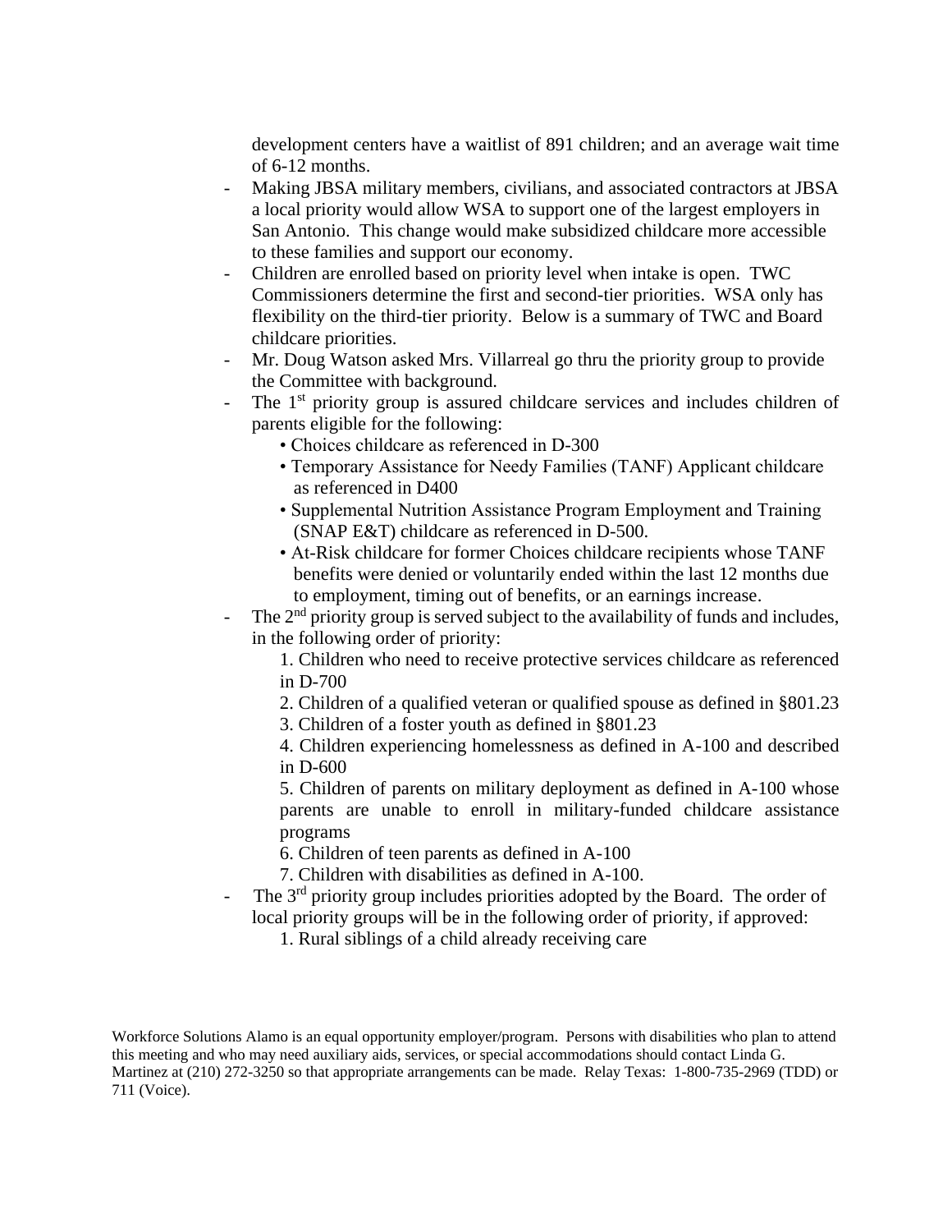development centers have a waitlist of 891 children; and an average wait time of 6-12 months.

- Making JBSA military members, civilians, and associated contractors at JBSA a local priority would allow WSA to support one of the largest employers in San Antonio. This change would make subsidized childcare more accessible to these families and support our economy.
- Children are enrolled based on priority level when intake is open. TWC Commissioners determine the first and second-tier priorities. WSA only has flexibility on the third-tier priority. Below is a summary of TWC and Board childcare priorities.
- Mr. Doug Watson asked Mrs. Villarreal go thru the priority group to provide the Committee with background.
- The 1st priority group is assured childcare services and includes children of parents eligible for the following:
  - Choices childcare as referenced in D-300
  - Temporary Assistance for Needy Families (TANF) Applicant childcare as referenced in D400
  - Supplemental Nutrition Assistance Program Employment and Training (SNAP E&T) childcare as referenced in D-500.
  - At-Risk childcare for former Choices childcare recipients whose TANF benefits were denied or voluntarily ended within the last 12 months due to employment, timing out of benefits, or an earnings increase.
- The 2nd priority group is served subject to the availability of funds and includes, in the following order of priority:
  1. Children who need to receive protective services childcare as referenced in D-700
  2. Children of a qualified veteran or qualified spouse as defined in §801.23
  3. Children of a foster youth as defined in §801.23
  4. Children experiencing homelessness as defined in A-100 and described in D-600
  5. Children of parents on military deployment as defined in A-100 whose parents are unable to enroll in military-funded childcare assistance programs
  6. Children of teen parents as defined in A-100
  7. Children with disabilities as defined in A-100.
- The 3rd priority group includes priorities adopted by the Board. The order of local priority groups will be in the following order of priority, if approved:
  1. Rural siblings of a child already receiving care

Workforce Solutions Alamo is an equal opportunity employer/program. Persons with disabilities who plan to attend this meeting and who may need auxiliary aids, services, or special accommodations should contact Linda G. Martinez at (210) 272-3250 so that appropriate arrangements can be made. Relay Texas: 1-800-735-2969 (TDD) or 711 (Voice).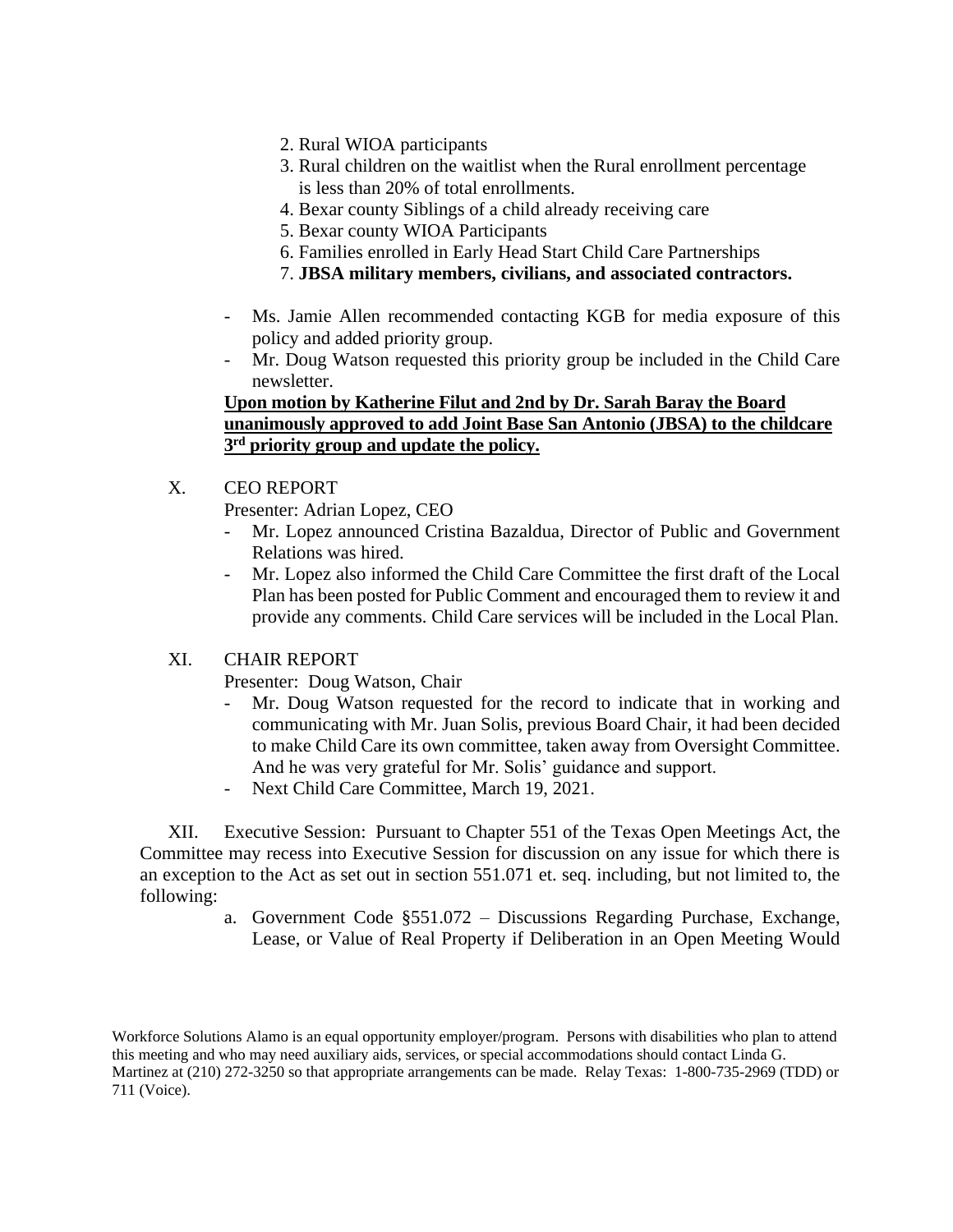2. Rural WIOA participants
3. Rural children on the waitlist when the Rural enrollment percentage is less than 20% of total enrollments.
4. Bexar county Siblings of a child already receiving care
5. Bexar county WIOA Participants
6. Families enrolled in Early Head Start Child Care Partnerships
7. **JBSA military members, civilians, and associated contractors.**

- Ms. Jamie Allen recommended contacting KGB for media exposure of this policy and added priority group.
- Mr. Doug Watson requested this priority group be included in the Child Care newsletter.

**Upon motion by Katherine Filut and 2nd by Dr. Sarah Baray the Board unanimously approved to add Joint Base San Antonio (JBSA) to the childcare 3rd priority group and update the policy.**

X. CEO REPORT

Presenter: Adrian Lopez, CEO

- Mr. Lopez announced Cristina Bazaldua, Director of Public and Government Relations was hired.
- Mr. Lopez also informed the Child Care Committee the first draft of the Local Plan has been posted for Public Comment and encouraged them to review it and provide any comments. Child Care services will be included in the Local Plan.

XI. CHAIR REPORT

Presenter: Doug Watson, Chair

- Mr. Doug Watson requested for the record to indicate that in working and communicating with Mr. Juan Solis, previous Board Chair, it had been decided to make Child Care its own committee, taken away from Oversight Committee. And he was very grateful for Mr. Solis' guidance and support.
- Next Child Care Committee, March 19, 2021.

XII. Executive Session: Pursuant to Chapter 551 of the Texas Open Meetings Act, the Committee may recess into Executive Session for discussion on any issue for which there is an exception to the Act as set out in section 551.071 et. seq. including, but not limited to, the following:

a. Government Code §551.072 – Discussions Regarding Purchase, Exchange, Lease, or Value of Real Property if Deliberation in an Open Meeting Would

Workforce Solutions Alamo is an equal opportunity employer/program. Persons with disabilities who plan to attend this meeting and who may need auxiliary aids, services, or special accommodations should contact Linda G. Martinez at (210) 272-3250 so that appropriate arrangements can be made. Relay Texas: 1-800-735-2969 (TDD) or 711 (Voice).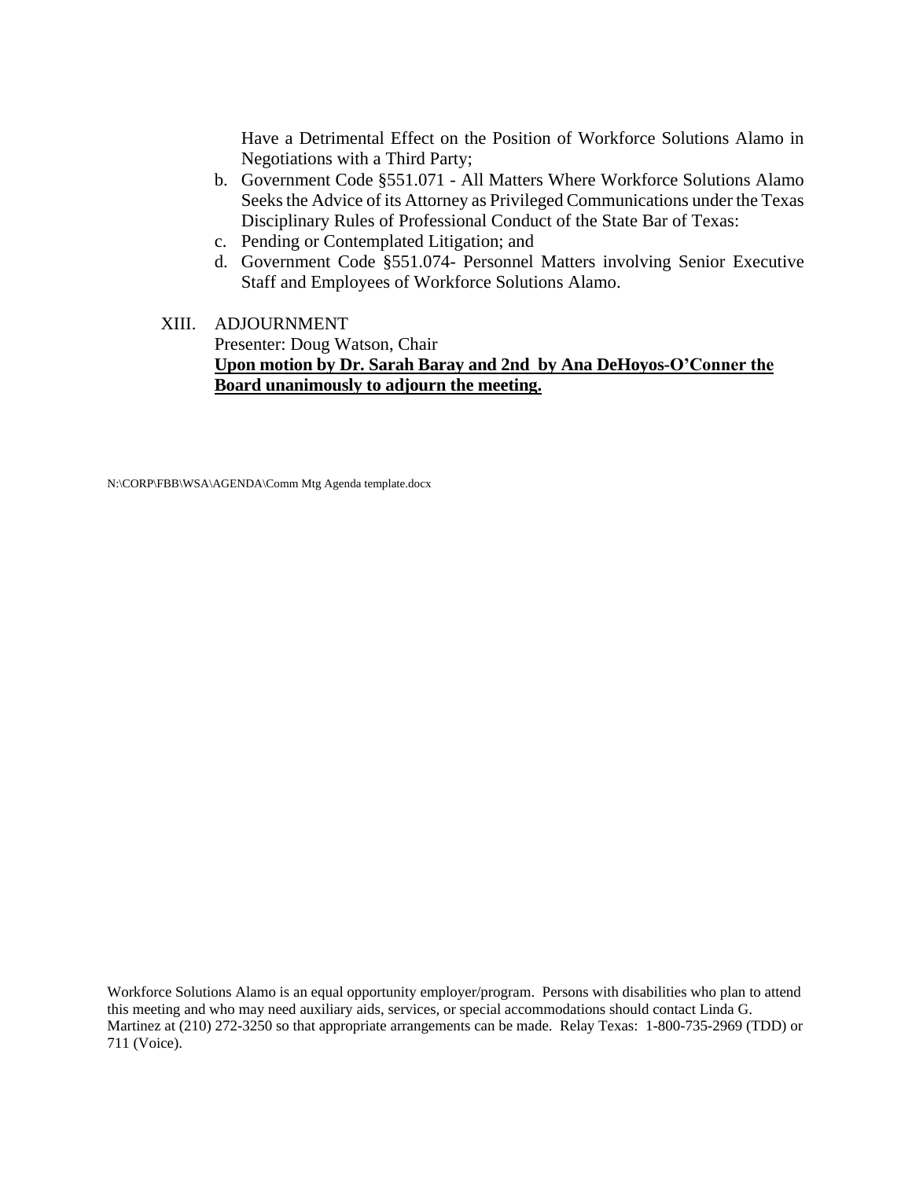Have a Detrimental Effect on the Position of Workforce Solutions Alamo in Negotiations with a Third Party;

b. Government Code §551.071 - All Matters Where Workforce Solutions Alamo Seeks the Advice of its Attorney as Privileged Communications under the Texas Disciplinary Rules of Professional Conduct of the State Bar of Texas:
c. Pending or Contemplated Litigation; and
d. Government Code §551.074- Personnel Matters involving Senior Executive Staff and Employees of Workforce Solutions Alamo.

XIII. ADJOURNMENT

Presenter: Doug Watson, Chair

**Upon motion by Dr. Sarah Baray and 2nd by Ana DeHoyos-O'Conner the Board unanimously to adjourn the meeting.**

N:\CORP\FBB\WSA\AGENDA\Comm Mtg Agenda template.docx

Workforce Solutions Alamo is an equal opportunity employer/program. Persons with disabilities who plan to attend this meeting and who may need auxiliary aids, services, or special accommodations should contact Linda G. Martinez at (210) 272-3250 so that appropriate arrangements can be made. Relay Texas: 1-800-735-2969 (TDD) or 711 (Voice).